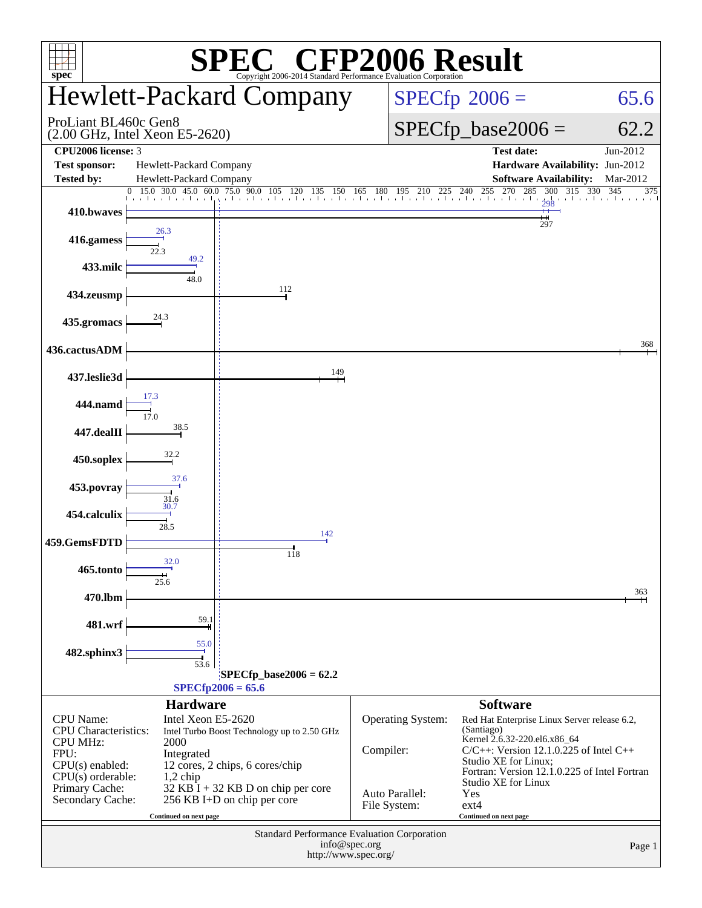# SPEC CFP2006 Result

Copyright 2006-2014 Standard Performance Evaluation Corporation

## Hewlett-Packard Company

ProLiant BL460c Gen8
(2.00 GHz, Intel Xeon E5-2620)

| | |
|---|---|
| SPECfp 2006 = | 65.6 |
| SPECfp_base2006 = | 62.2 |

| | | | |
|---|---|---|---|
| **CPU2006 license:** | 3 | **Test date:** | Jun-2012 |
| **Test sponsor:** | Hewlett-Packard Company | **Hardware Availability:** | Jun-2012 |
| **Tested by:** | Hewlett-Packard Company | **Software Availability:** | Mar-2012 |

| Benchmark | Peak | Base |
|---|---|---|
| 410.bwaves | 298 | 297 |
| 416.gamess | 26.3 | 22.3 |
| 433.milc | 49.2 | 48.0 |
| 434.zeusmp | | 112 |
| 435.gromacs | | 24.3 |
| 436.cactusADM | | 368 |
| 437.leslie3d | | 149 |
| 444.namd | 17.3 | 17.0 |
| 447.dealII | | 38.5 |
| 450.soplex | | 32.2 |
| 453.povray | 37.6 | 31.6 |
| 454.calculix | 30.7 | 28.5 |
| 459.GemsFDTD | 142 | 118 |
| 465.tonto | 32.0 | 25.6 |
| 470.lbm | | 363 |
| 481.wrf | | 59.1 |
| 482.sphinx3 | 55.0 | 53.6 |

SPECfp_base2006 = 62.2

SPECfp2006 = 65.6

### Hardware

| | |
|---|---|
| CPU Name: | Intel Xeon E5-2620 |
| CPU Characteristics: | Intel Turbo Boost Technology up to 2.50 GHz |
| CPU MHz: | 2000 |
| FPU: | Integrated |
| CPU(s) enabled: | 12 cores, 2 chips, 6 cores/chip |
| CPU(s) orderable: | 1,2 chip |
| Primary Cache: | 32 KB I + 32 KB D on chip per core |
| Secondary Cache: | 256 KB I+D on chip per core |

Continued on next page

### Software

| | |
|---|---|
| Operating System: | Red Hat Enterprise Linux Server release 6.2, (Santiago) Kernel 2.6.32-220.el6.x86_64 |
| Compiler: | C/C++: Version 12.1.0.225 of Intel C++ Studio XE for Linux; Fortran: Version 12.1.0.225 of Intel Fortran Studio XE for Linux |
| Auto Parallel: | Yes |
| File System: | ext4 |

Continued on next page

Standard Performance Evaluation Corporation
info@spec.org
http://www.spec.org/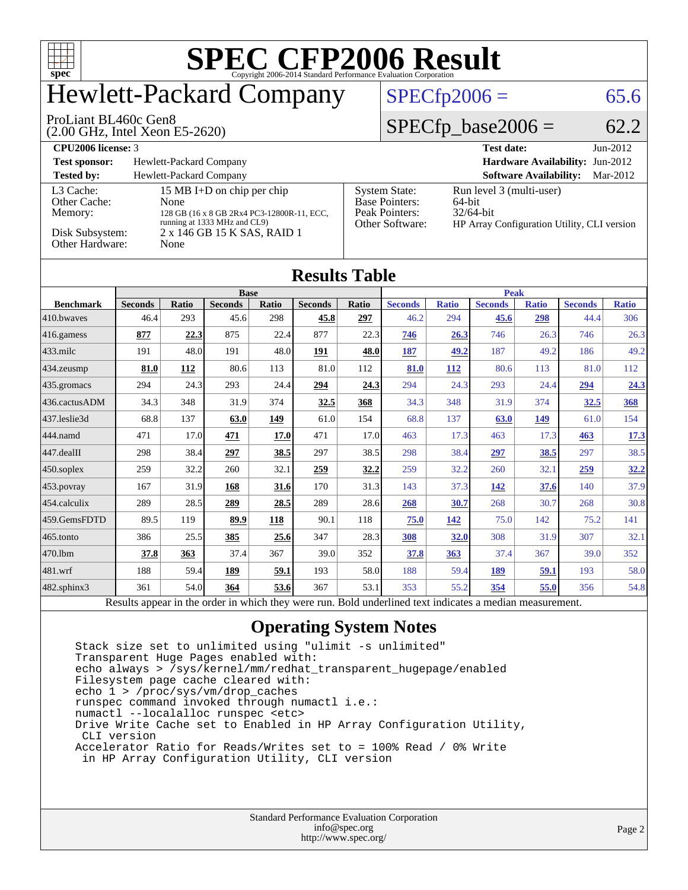# SPEC CFP2006 Result

Copyright 2006-2014 Standard Performance Evaluation Corporation

# Hewlett-Packard Company

ProLiant BL460c Gen8
(2.00 GHz, Intel Xeon E5-2620)

SPECfp2006 = 65.6

SPECfp_base2006 = 62.2

| | | | |
|---|---|---|---|
| **CPU2006 license:** 3 | | **Test date:** | Jun-2012 |
| **Test sponsor:** | Hewlett-Packard Company | **Hardware Availability:** | Jun-2012 |
| **Tested by:** | Hewlett-Packard Company | **Software Availability:** | Mar-2012 |

| | | | |
|---|---|---|---|
| L3 Cache: | 15 MB I+D on chip per chip | System State: | Run level 3 (multi-user) |
| Other Cache: | None | Base Pointers: | 64-bit |
| Memory: | 128 GB (16 x 8 GB 2Rx4 PC3-12800R-11, ECC, running at 1333 MHz and CL9) | Peak Pointers: | 32/64-bit |
| Disk Subsystem: | 2 x 146 GB 15 K SAS, RAID 1 | Other Software: | HP Array Configuration Utility, CLI version |
| Other Hardware: | None | | |

## Results Table

| | Base | | | | | | Peak | | | | | |
|---|---|---|---|---|---|---|---|---|---|---|---|---|
| **Benchmark** | **Seconds** | **Ratio** | **Seconds** | **Ratio** | **Seconds** | **Ratio** | **Seconds** | **Ratio** | **Seconds** | **Ratio** | **Seconds** | **Ratio** |
| 410.bwaves | 46.4 | 293 | 45.6 | 298 | **45.8** | **297** | 46.2 | 294 | **45.6** | **298** | 44.4 | 306 |
| 416.gamess | **877** | **22.3** | 875 | 22.4 | 877 | 22.3 | **746** | **26.3** | 746 | 26.3 | 746 | 26.3 |
| 433.milc | 191 | 48.0 | 191 | 48.0 | **191** | **48.0** | **187** | **49.2** | 187 | 49.2 | 186 | 49.2 |
| 434.zeusmp | **81.0** | **112** | 80.6 | 113 | 81.0 | 112 | **81.0** | **112** | 80.6 | 113 | 81.0 | 112 |
| 435.gromacs | 294 | 24.3 | 293 | 24.4 | **294** | **24.3** | 294 | 24.3 | 293 | 24.4 | **294** | **24.3** |
| 436.cactusADM | 34.3 | 348 | 31.9 | 374 | **32.5** | **368** | 34.3 | 348 | 31.9 | 374 | **32.5** | **368** |
| 437.leslie3d | 68.8 | 137 | **63.0** | **149** | 61.0 | 154 | 68.8 | 137 | **63.0** | **149** | 61.0 | 154 |
| 444.namd | 471 | 17.0 | **471** | **17.0** | 471 | 17.0 | 463 | 17.3 | 463 | 17.3 | **463** | **17.3** |
| 447.dealII | 298 | 38.4 | **297** | **38.5** | 297 | 38.5 | 298 | 38.4 | **297** | **38.5** | 297 | 38.5 |
| 450.soplex | 259 | 32.2 | 260 | 32.1 | **259** | **32.2** | 259 | 32.2 | 260 | 32.1 | **259** | **32.2** |
| 453.povray | 167 | 31.9 | **168** | **31.6** | 170 | 31.3 | 143 | 37.3 | **142** | **37.6** | 140 | 37.9 |
| 454.calculix | 289 | 28.5 | **289** | **28.5** | 289 | 28.6 | **268** | **30.7** | 268 | 30.7 | 268 | 30.8 |
| 459.GemsFDTD | 89.5 | 119 | **89.9** | **118** | 90.1 | 118 | **75.0** | **142** | 75.0 | 142 | 75.2 | 141 |
| 465.tonto | 386 | 25.5 | **385** | **25.6** | 347 | 28.3 | **308** | **32.0** | 308 | 31.9 | 307 | 32.1 |
| 470.lbm | **37.8** | **363** | 37.4 | 367 | 39.0 | 352 | **37.8** | **363** | 37.4 | 367 | 39.0 | 352 |
| 481.wrf | 188 | 59.4 | **189** | **59.1** | 193 | 58.0 | 188 | 59.4 | **189** | **59.1** | 193 | 58.0 |
| 482.sphinx3 | 361 | 54.0 | **364** | **53.6** | 367 | 53.1 | 353 | 55.2 | **354** | **55.0** | 356 | 54.8 |

Results appear in the order in which they were run. Bold underlined text indicates a median measurement.

## Operating System Notes

```
Stack size set to unlimited using "ulimit -s unlimited"
Transparent Huge Pages enabled with:
echo always > /sys/kernel/mm/redhat_transparent_hugepage/enabled
Filesystem page cache cleared with:
echo 1 > /proc/sys/vm/drop_caches
runspec command invoked through numactl i.e.:
numactl --localalloc runspec <etc>
Drive Write Cache set to Enabled in HP Array Configuration Utility,
 CLI version
Accelerator Ratio for Reads/Writes set to = 100% Read / 0% Write
 in HP Array Configuration Utility, CLI version
```

Standard Performance Evaluation Corporation
info@spec.org
http://www.spec.org/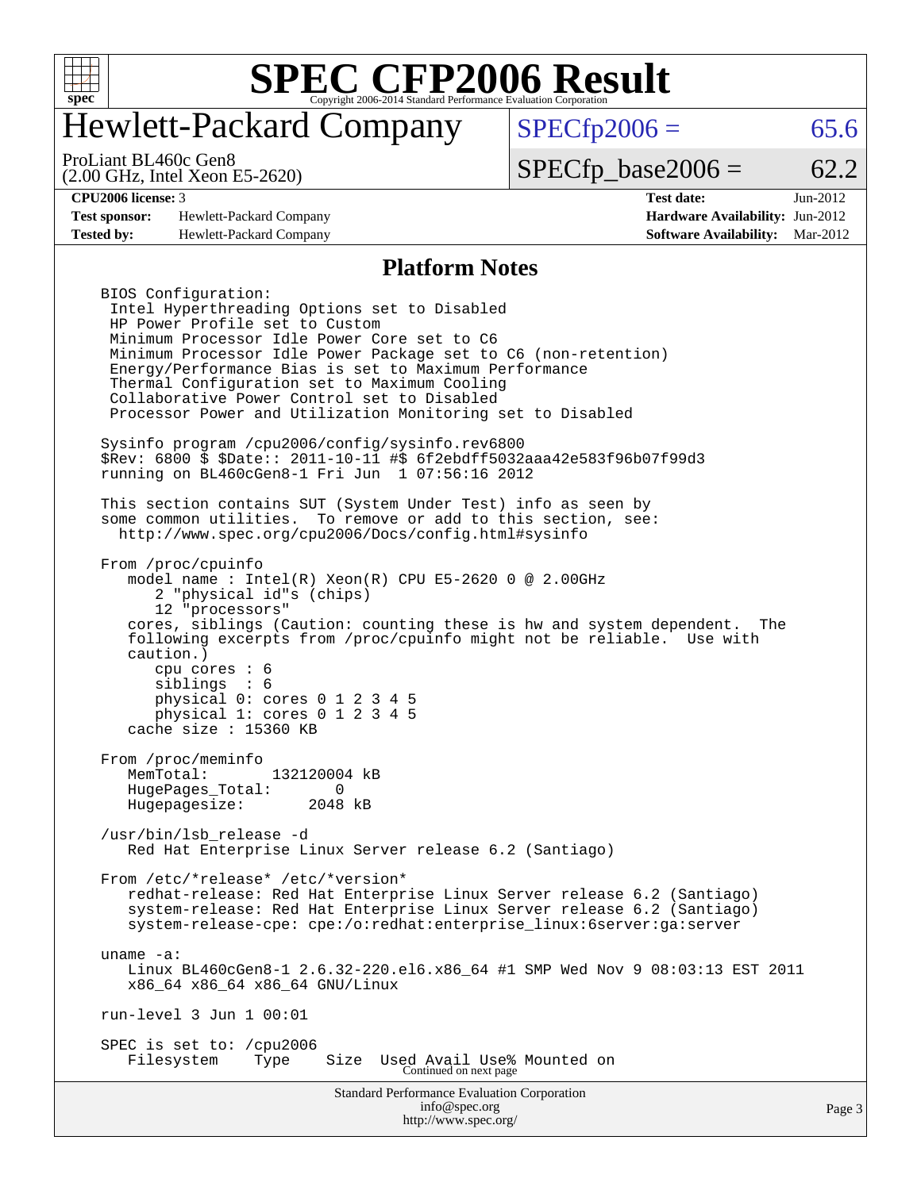# SPEC CFP2006 Result

Copyright 2006-2014 Standard Performance Evaluation Corporation

## Hewlett-Packard Company

ProLiant BL460c Gen8
(2.00 GHz, Intel Xeon E5-2620)

SPECfp2006 = 65.6

SPECfp_base2006 = 62.2

| | | | |
|---|---|---|---|
| **CPU2006 license:** 3 | | **Test date:** | Jun-2012 |
| **Test sponsor:** | Hewlett-Packard Company | **Hardware Availability:** | Jun-2012 |
| **Tested by:** | Hewlett-Packard Company | **Software Availability:** | Mar-2012 |

### Platform Notes

```
BIOS Configuration:
 Intel Hyperthreading Options set to Disabled
 HP Power Profile set to Custom
 Minimum Processor Idle Power Core set to C6
 Minimum Processor Idle Power Package set to C6 (non-retention)
 Energy/Performance Bias is set to Maximum Performance
 Thermal Configuration set to Maximum Cooling
 Collaborative Power Control set to Disabled
 Processor Power and Utilization Monitoring set to Disabled

Sysinfo program /cpu2006/config/sysinfo.rev6800
$Rev: 6800 $ $Date:: 2011-10-11 #$ 6f2ebdff5032aaa42e583f96b07f99d3
running on BL460cGen8-1 Fri Jun  1 07:56:16 2012

This section contains SUT (System Under Test) info as seen by
some common utilities.  To remove or add to this section, see:
  http://www.spec.org/cpu2006/Docs/config.html#sysinfo

From /proc/cpuinfo
   model name : Intel(R) Xeon(R) CPU E5-2620 0 @ 2.00GHz
      2 "physical id"s (chips)
      12 "processors"
   cores, siblings (Caution: counting these is hw and system dependent.  The
   following excerpts from /proc/cpuinfo might not be reliable.  Use with
   caution.)
      cpu cores : 6
      siblings  : 6
      physical 0: cores 0 1 2 3 4 5
      physical 1: cores 0 1 2 3 4 5
   cache size : 15360 KB

From /proc/meminfo
   MemTotal:       132120004 kB
   HugePages_Total:       0
   Hugepagesize:       2048 kB

/usr/bin/lsb_release -d
   Red Hat Enterprise Linux Server release 6.2 (Santiago)

From /etc/*release* /etc/*version*
   redhat-release: Red Hat Enterprise Linux Server release 6.2 (Santiago)
   system-release: Red Hat Enterprise Linux Server release 6.2 (Santiago)
   system-release-cpe: cpe:/o:redhat:enterprise_linux:6server:ga:server

uname -a:
   Linux BL460cGen8-1 2.6.32-220.el6.x86_64 #1 SMP Wed Nov 9 08:03:13 EST 2011
   x86_64 x86_64 x86_64 GNU/Linux

run-level 3 Jun 1 00:01

SPEC is set to: /cpu2006
   Filesystem     Type     Size  Used Avail Use% Mounted on
```

Continued on next page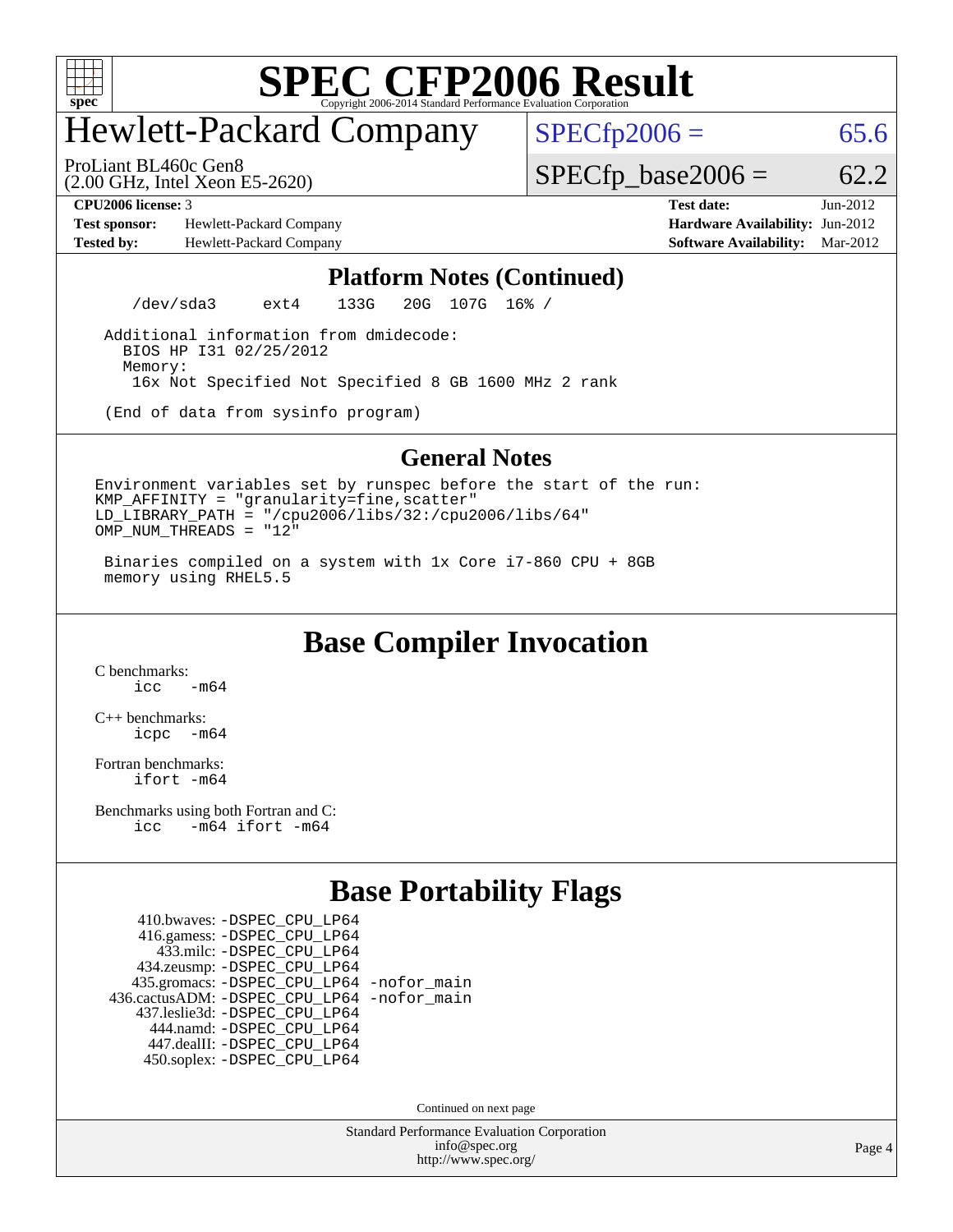# SPEC CFP2006 Result

## Hewlett-Packard Company

ProLiant BL460c Gen8
(2.00 GHz, Intel Xeon E5-2620)

SPECfp2006 = 65.6

SPECfp_base2006 = 62.2

**CPU2006 license:** 3
**Test sponsor:** Hewlett-Packard Company
**Tested by:** Hewlett-Packard Company

**Test date:** Jun-2012
**Hardware Availability:** Jun-2012
**Software Availability:** Mar-2012

### Platform Notes (Continued)

```
    /dev/sda3     ext4    133G   20G  107G  16% /

  Additional information from dmidecode:
    BIOS HP I31 02/25/2012
    Memory:
     16x Not Specified Not Specified 8 GB 1600 MHz 2 rank

  (End of data from sysinfo program)
```

### General Notes

```
Environment variables set by runspec before the start of the run:
KMP_AFFINITY = "granularity=fine,scatter"
LD_LIBRARY_PATH = "/cpu2006/libs/32:/cpu2006/libs/64"
OMP_NUM_THREADS = "12"

 Binaries compiled on a system with 1x Core i7-860 CPU + 8GB
 memory using RHEL5.5
```

## Base Compiler Invocation

C benchmarks:
    icc   -m64

C++ benchmarks:
    icpc  -m64

Fortran benchmarks:
    ifort -m64

Benchmarks using both Fortran and C:
    icc   -m64 ifort -m64

## Base Portability Flags

| Benchmark | Flags |
|---|---|
| 410.bwaves: | -DSPEC_CPU_LP64 |
| 416.gamess: | -DSPEC_CPU_LP64 |
| 433.milc: | -DSPEC_CPU_LP64 |
| 434.zeusmp: | -DSPEC_CPU_LP64 |
| 435.gromacs: | -DSPEC_CPU_LP64 -nofor_main |
| 436.cactusADM: | -DSPEC_CPU_LP64 -nofor_main |
| 437.leslie3d: | -DSPEC_CPU_LP64 |
| 444.namd: | -DSPEC_CPU_LP64 |
| 447.dealII: | -DSPEC_CPU_LP64 |
| 450.soplex: | -DSPEC_CPU_LP64 |

Continued on next page

Standard Performance Evaluation Corporation
info@spec.org
http://www.spec.org/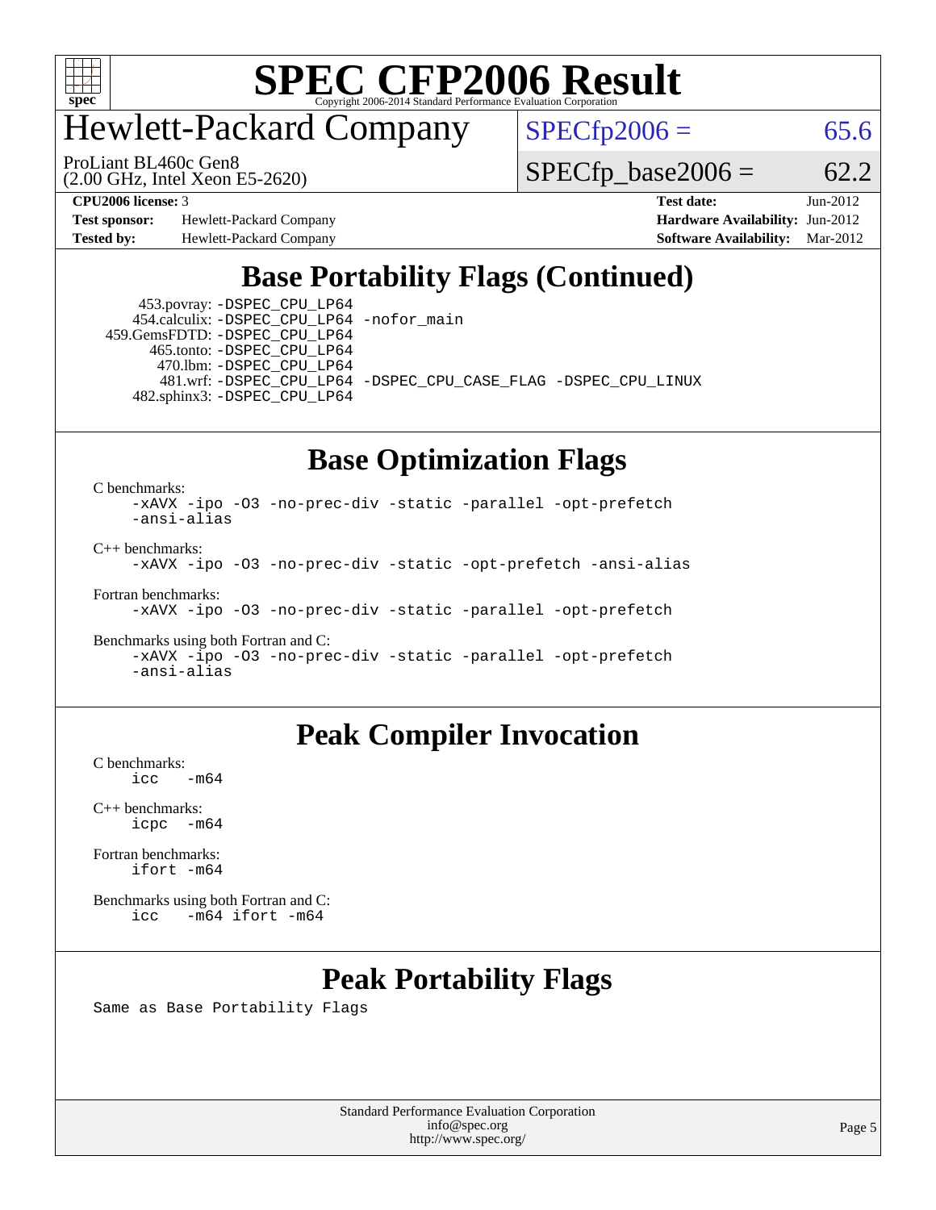# SPEC CFP2006 Result

Copyright 2006-2014 Standard Performance Evaluation Corporation

## Hewlett-Packard Company

ProLiant BL460c Gen8
(2.00 GHz, Intel Xeon E5-2620)

SPECfp2006 = 65.6

SPECfp_base2006 = 62.2

**CPU2006 license:** 3
**Test sponsor:** Hewlett-Packard Company
**Tested by:** Hewlett-Packard Company

**Test date:** Jun-2012
**Hardware Availability:** Jun-2012
**Software Availability:** Mar-2012

## Base Portability Flags (Continued)

```
     453.povray: -DSPEC_CPU_LP64
    454.calculix: -DSPEC_CPU_LP64 -nofor_main
   459.GemsFDTD: -DSPEC_CPU_LP64
      465.tonto: -DSPEC_CPU_LP64
        470.lbm: -DSPEC_CPU_LP64
        481.wrf: -DSPEC_CPU_LP64 -DSPEC_CPU_CASE_FLAG -DSPEC_CPU_LINUX
    482.sphinx3: -DSPEC_CPU_LP64
```

## Base Optimization Flags

C benchmarks:
```
-xAVX -ipo -O3 -no-prec-div -static -parallel -opt-prefetch
-ansi-alias
```

C++ benchmarks:
```
-xAVX -ipo -O3 -no-prec-div -static -opt-prefetch -ansi-alias
```

Fortran benchmarks:
```
-xAVX -ipo -O3 -no-prec-div -static -parallel -opt-prefetch
```

Benchmarks using both Fortran and C:
```
-xAVX -ipo -O3 -no-prec-div -static -parallel -opt-prefetch
-ansi-alias
```

## Peak Compiler Invocation

C benchmarks:
```
icc   -m64
```

C++ benchmarks:
```
icpc  -m64
```

Fortran benchmarks:
```
ifort -m64
```

Benchmarks using both Fortran and C:
```
icc   -m64 ifort -m64
```

## Peak Portability Flags

Same as Base Portability Flags

Standard Performance Evaluation Corporation
info@spec.org
http://www.spec.org/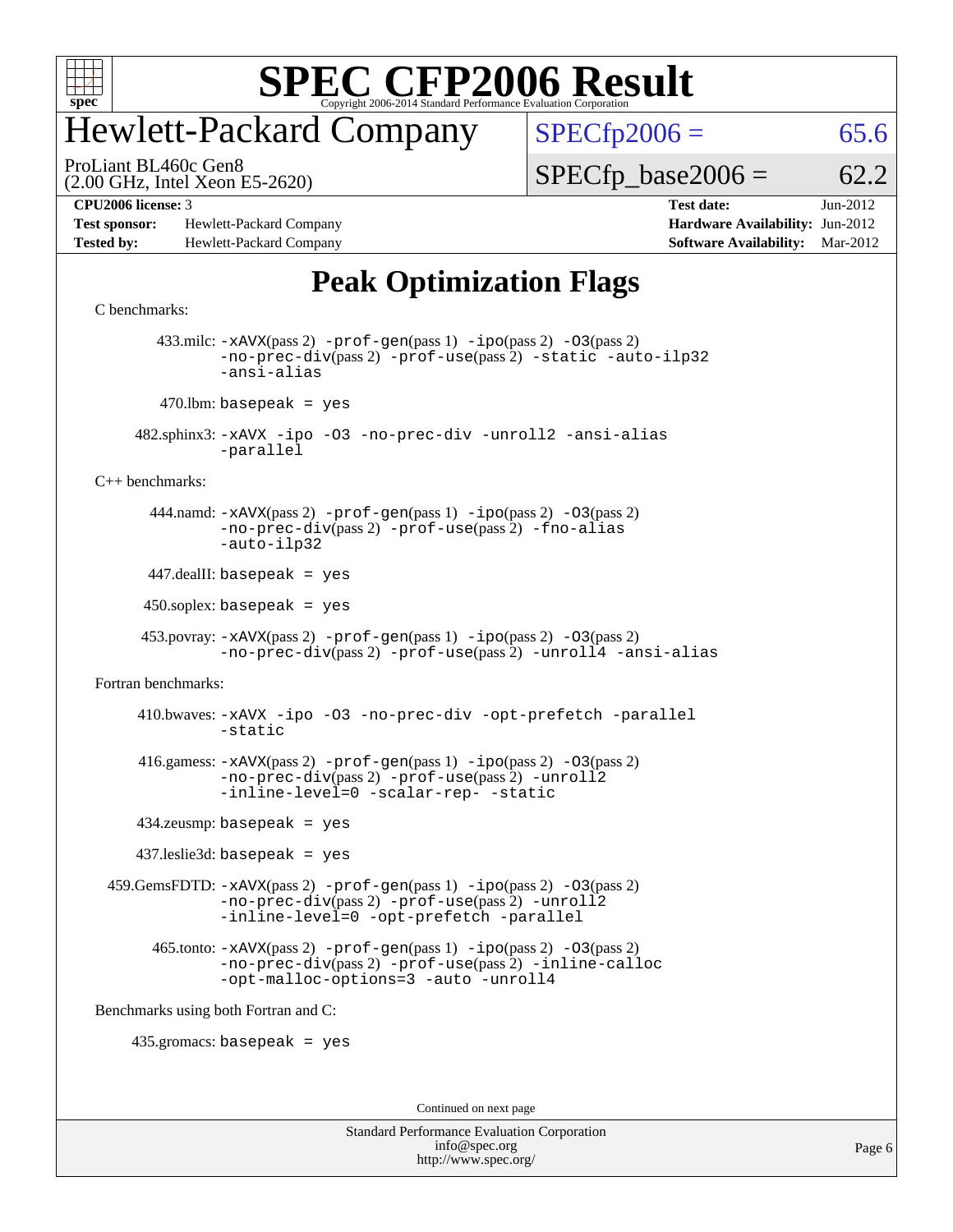# SPEC CFP2006 Result

Copyright 2006-2014 Standard Performance Evaluation Corporation

# Hewlett-Packard Company

ProLiant BL460c Gen8
(2.00 GHz, Intel Xeon E5-2620)

SPECfp2006 = 65.6

SPECfp_base2006 = 62.2

**CPU2006 license:** 3
**Test sponsor:** Hewlett-Packard Company
**Tested by:** Hewlett-Packard Company

**Test date:** Jun-2012
**Hardware Availability:** Jun-2012
**Software Availability:** Mar-2012

## Peak Optimization Flags

C benchmarks:

433.milc: -xAVX(pass 2) -prof-gen(pass 1) -ipo(pass 2) -O3(pass 2) -no-prec-div(pass 2) -prof-use(pass 2) -static -auto-ilp32 -ansi-alias

470.lbm: basepeak = yes

482.sphinx3: -xAVX -ipo -O3 -no-prec-div -unroll2 -ansi-alias -parallel

C++ benchmarks:

444.namd: -xAVX(pass 2) -prof-gen(pass 1) -ipo(pass 2) -O3(pass 2) -no-prec-div(pass 2) -prof-use(pass 2) -fno-alias -auto-ilp32

447.dealII: basepeak = yes

450.soplex: basepeak = yes

453.povray: -xAVX(pass 2) -prof-gen(pass 1) -ipo(pass 2) -O3(pass 2) -no-prec-div(pass 2) -prof-use(pass 2) -unroll4 -ansi-alias

Fortran benchmarks:

410.bwaves: -xAVX -ipo -O3 -no-prec-div -opt-prefetch -parallel -static

416.gamess: -xAVX(pass 2) -prof-gen(pass 1) -ipo(pass 2) -O3(pass 2) -no-prec-div(pass 2) -prof-use(pass 2) -unroll2 -inline-level=0 -scalar-rep- -static

434.zeusmp: basepeak = yes

437.leslie3d: basepeak = yes

459.GemsFDTD: -xAVX(pass 2) -prof-gen(pass 1) -ipo(pass 2) -O3(pass 2) -no-prec-div(pass 2) -prof-use(pass 2) -unroll2 -inline-level=0 -opt-prefetch -parallel

465.tonto: -xAVX(pass 2) -prof-gen(pass 1) -ipo(pass 2) -O3(pass 2) -no-prec-div(pass 2) -prof-use(pass 2) -inline-calloc -opt-malloc-options=3 -auto -unroll4

Benchmarks using both Fortran and C:

435.gromacs: basepeak = yes

Continued on next page

Standard Performance Evaluation Corporation
info@spec.org
http://www.spec.org/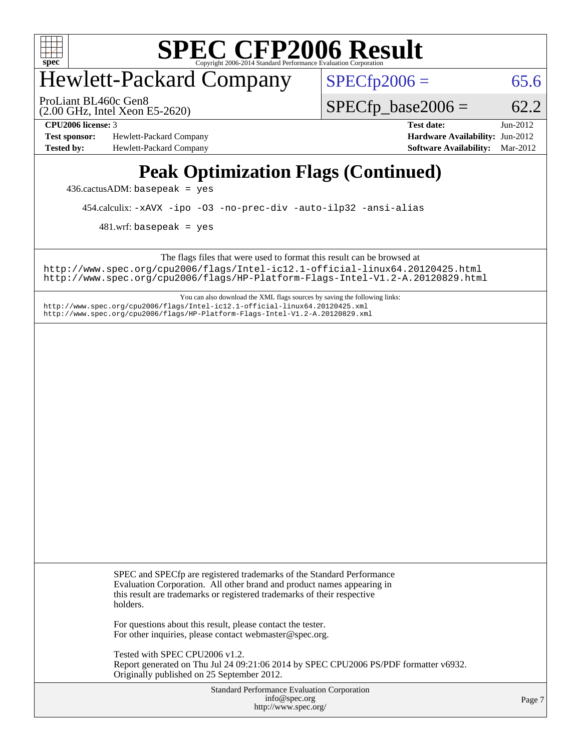# Peak Optimization Flags (Continued)

436.cactusADM: basepeak = yes

454.calculix: -xAVX -ipo -O3 -no-prec-div -auto-ilp32 -ansi-alias

481.wrf: basepeak = yes

The flags files that were used to format this result can be browsed at
http://www.spec.org/cpu2006/flags/Intel-ic12.1-official-linux64.20120425.html
http://www.spec.org/cpu2006/flags/HP-Platform-Flags-Intel-V1.2-A.20120829.html

You can also download the XML flags sources by saving the following links:
http://www.spec.org/cpu2006/flags/Intel-ic12.1-official-linux64.20120425.xml
http://www.spec.org/cpu2006/flags/HP-Platform-Flags-Intel-V1.2-A.20120829.xml

SPEC and SPECfp are registered trademarks of the Standard Performance Evaluation Corporation. All other brand and product names appearing in this result are trademarks or registered trademarks of their respective holders.

For questions about this result, please contact the tester.
For other inquiries, please contact webmaster@spec.org.

Tested with SPEC CPU2006 v1.2.
Report generated on Thu Jul 24 09:21:06 2014 by SPEC CPU2006 PS/PDF formatter v6932.
Originally published on 25 September 2012.